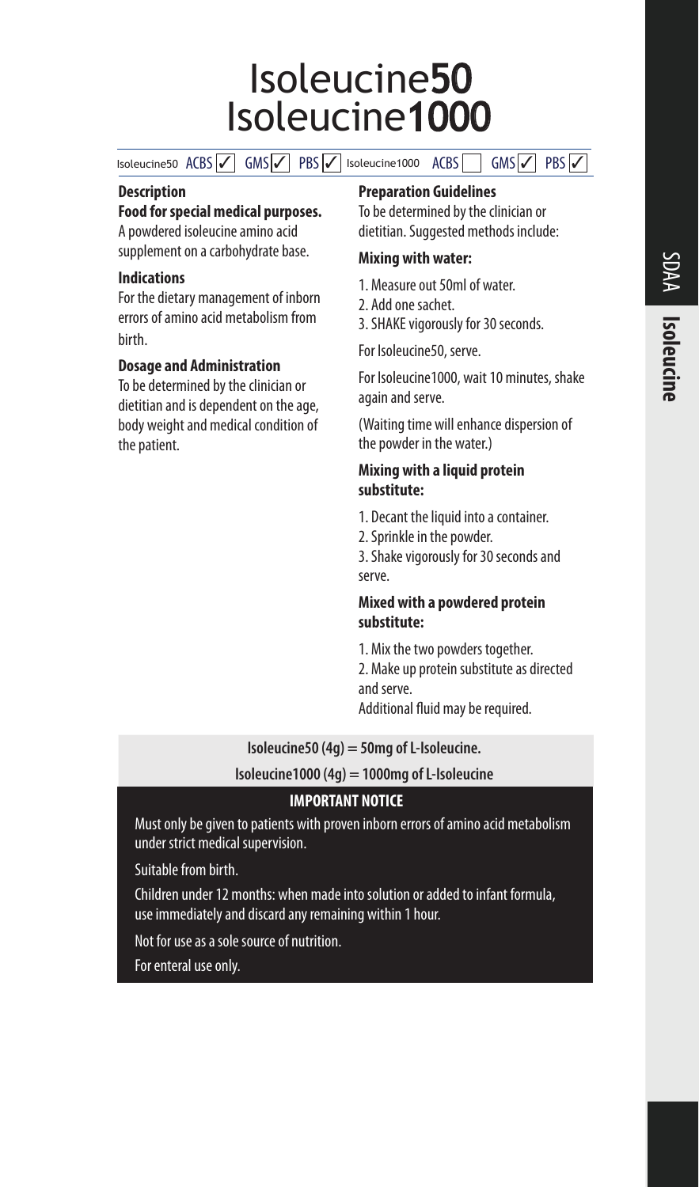# Isoleucine**50**
# Isoleucine**1000**

Isoleucine50 ACBS ✓ GMS ✓ PBS ✓ Isoleucine1000 ACBS ☐ GMS ✓ PBS ✓

### Description

**Food for special medical purposes.**

A powdered isoleucine amino acid supplement on a carbohydrate base.

### Indications

For the dietary management of inborn errors of amino acid metabolism from birth.

### Dosage and Administration

To be determined by the clinician or dietitian and is dependent on the age, body weight and medical condition of the patient.

### Preparation Guidelines

To be determined by the clinician or dietitian. Suggested methods include:

**Mixing with water:**

1. Measure out 50ml of water.
2. Add one sachet.
3. SHAKE vigorously for 30 seconds.

For Isoleucine50, serve.

For Isoleucine1000, wait 10 minutes, shake again and serve.

(Waiting time will enhance dispersion of the powder in the water.)

**Mixing with a liquid protein substitute:**

1. Decant the liquid into a container.
2. Sprinkle in the powder.
3. Shake vigorously for 30 seconds and serve.

**Mixed with a powdered protein substitute:**

1. Mix the two powders together.
2. Make up protein substitute as directed and serve.

Additional fluid may be required.

**Isoleucine50 (4g) = 50mg of L-Isoleucine.**

**Isoleucine1000 (4g) = 1000mg of L-Isoleucine**

### IMPORTANT NOTICE

Must only be given to patients with proven inborn errors of amino acid metabolism under strict medical supervision.

Suitable from birth.

Children under 12 months: when made into solution or added to infant formula, use immediately and discard any remaining within 1 hour.

Not for use as a sole source of nutrition.

For enteral use only.

SDAA **Isoleucine**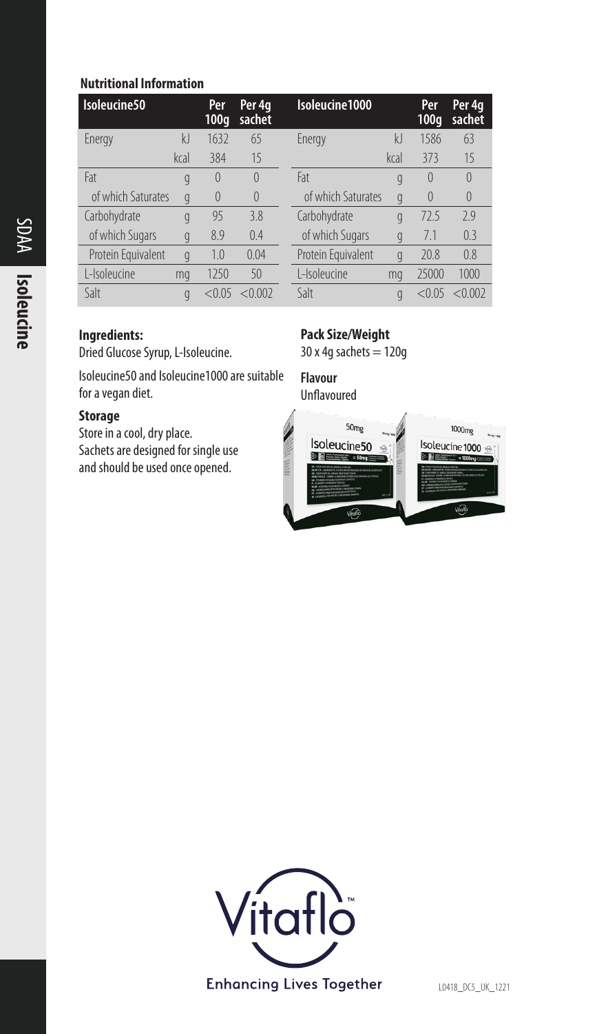## Nutritional Information

| Isoleucine50 | | Per 100g | Per 4g sachet |
|---|---|---|---|
| Energy | kJ | 1632 | 65 |
| | kcal | 384 | 15 |
| Fat | g | 0 | 0 |
| of which Saturates | g | 0 | 0 |
| Carbohydrate | g | 95 | 3.8 |
| of which Sugars | g | 8.9 | 0.4 |
| Protein Equivalent | g | 1.0 | 0.04 |
| L-Isoleucine | mg | 1250 | 50 |
| Salt | g | <0.05 | <0.002 |

| Isoleucine1000 | | Per 100g | Per 4g sachet |
|---|---|---|---|
| Energy | kJ | 1586 | 63 |
| | kcal | 373 | 15 |
| Fat | g | 0 | 0 |
| of which Saturates | g | 0 | 0 |
| Carbohydrate | g | 72.5 | 2.9 |
| of which Sugars | g | 7.1 | 0.3 |
| Protein Equivalent | g | 20.8 | 0.8 |
| L-Isoleucine | mg | 25000 | 1000 |
| Salt | g | <0.05 | <0.002 |

**Ingredients:**
Dried Glucose Syrup, L-Isoleucine.

Isoleucine50 and Isoleucine1000 are suitable for a vegan diet.

**Storage**
Store in a cool, dry place.
Sachets are designed for single use and should be used once opened.

**Pack Size/Weight**
30 x 4g sachets = 120g

**Flavour**
Unflavoured

Vitaflo™

Enhancing Lives Together

L0418_DC5_UK_1221